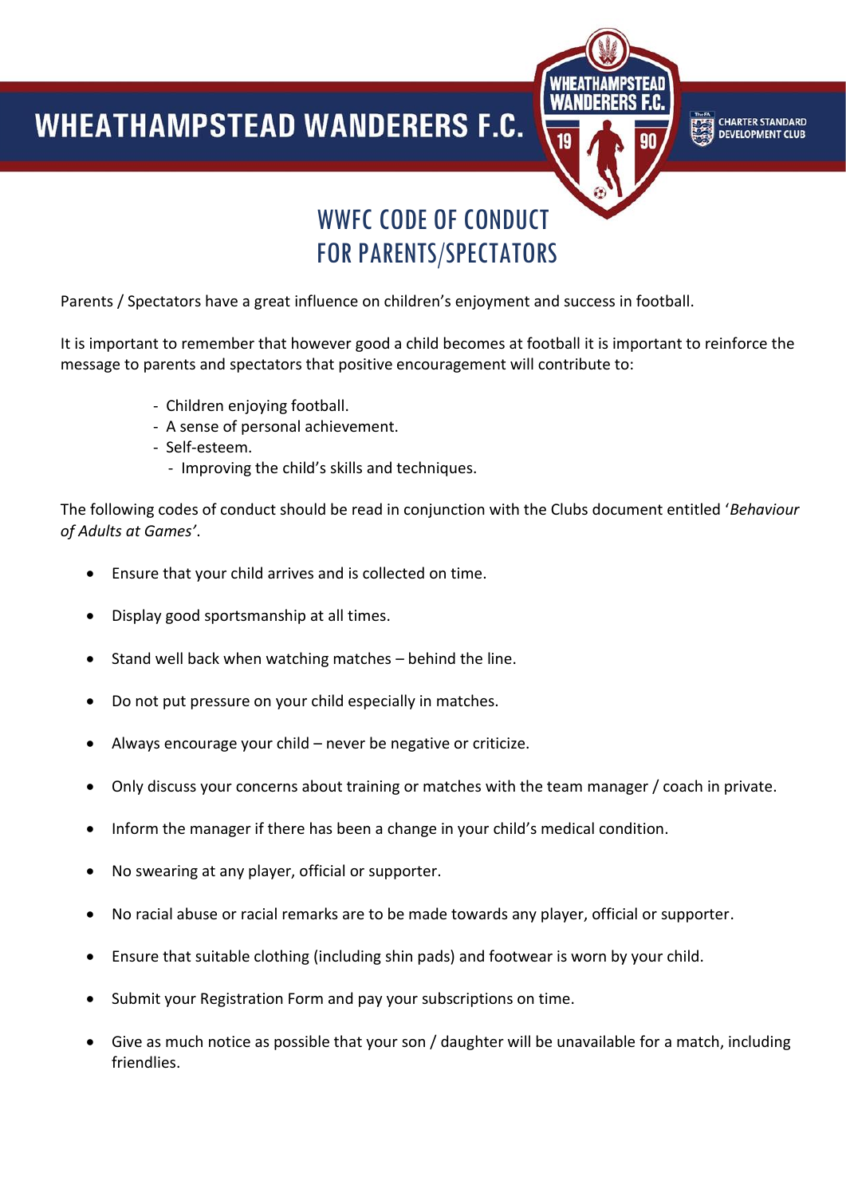# WHEATHAMPSTEAD WANDERERS F.C.

CHARTER STANDARD DEVELOPMENT CLUB

## WWFC CODE OF CONDUCT FOR PARENTS/SPECTATORS

Parents / Spectators have a great influence on children's enjoyment and success in football.

It is important to remember that however good a child becomes at football it is important to reinforce the message to parents and spectators that positive encouragement will contribute to:

- Children enjoying football.
- A sense of personal achievement.
- Self-esteem.
- Improving the child's skills and techniques.

The following codes of conduct should be read in conjunction with the Clubs document entitled '*Behaviour of Adults at Games'*.

- Ensure that your child arrives and is collected on time.
- Display good sportsmanship at all times.
- Stand well back when watching matches – behind the line.
- Do not put pressure on your child especially in matches.
- Always encourage your child – never be negative or criticize.
- Only discuss your concerns about training or matches with the team manager / coach in private.
- Inform the manager if there has been a change in your child's medical condition.
- No swearing at any player, official or supporter.
- No racial abuse or racial remarks are to be made towards any player, official or supporter.
- Ensure that suitable clothing (including shin pads) and footwear is worn by your child.
- Submit your Registration Form and pay your subscriptions on time.
- Give as much notice as possible that your son / daughter will be unavailable for a match, including friendlies.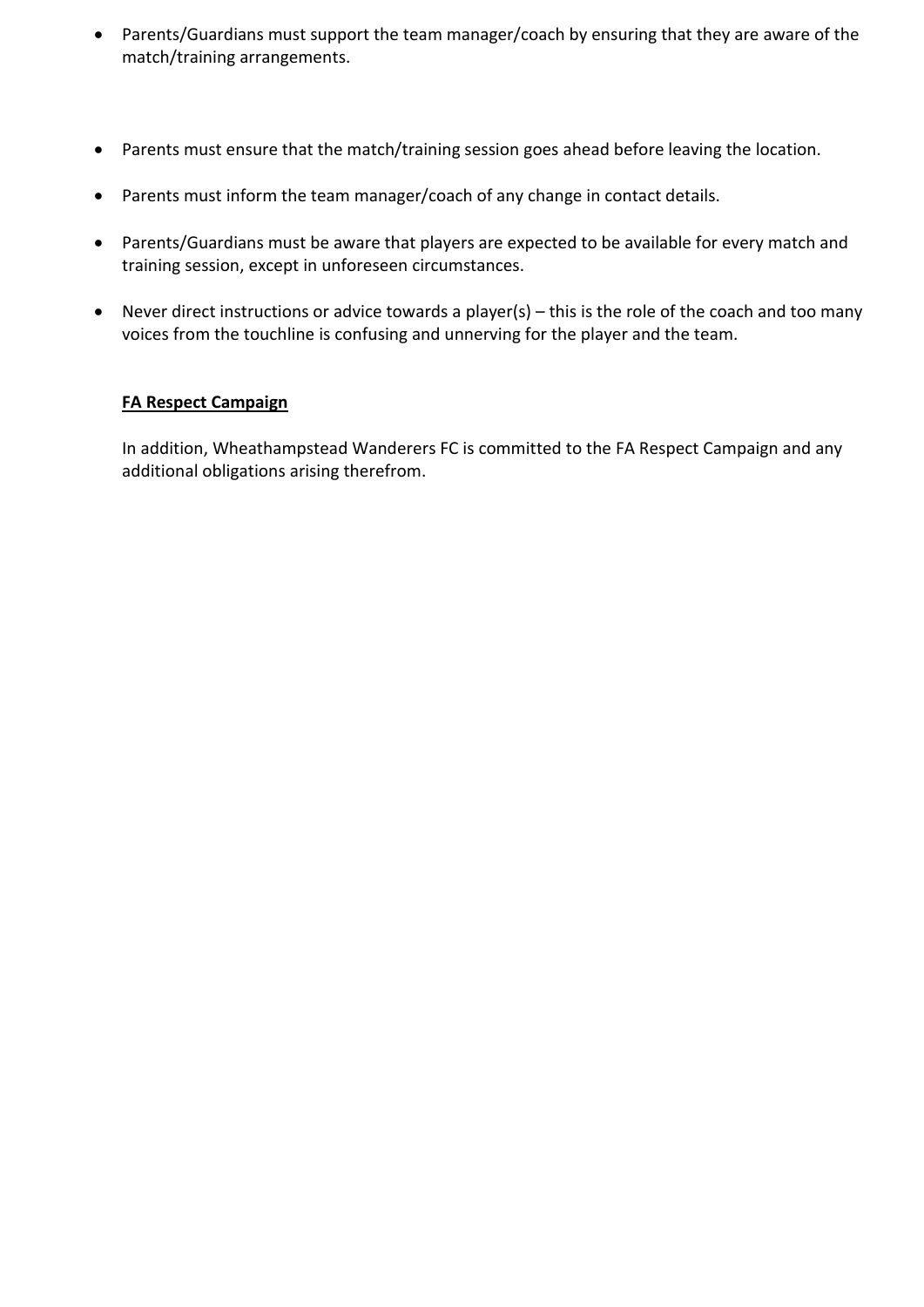- Parents/Guardians must support the team manager/coach by ensuring that they are aware of the match/training arrangements.

- Parents must ensure that the match/training session goes ahead before leaving the location.

- Parents must inform the team manager/coach of any change in contact details.

- Parents/Guardians must be aware that players are expected to be available for every match and training session, except in unforeseen circumstances.

- Never direct instructions or advice towards a player(s) – this is the role of the coach and too many voices from the touchline is confusing and unnerving for the player and the team.

**FA Respect Campaign**

In addition, Wheathampstead Wanderers FC is committed to the FA Respect Campaign and any additional obligations arising therefrom.